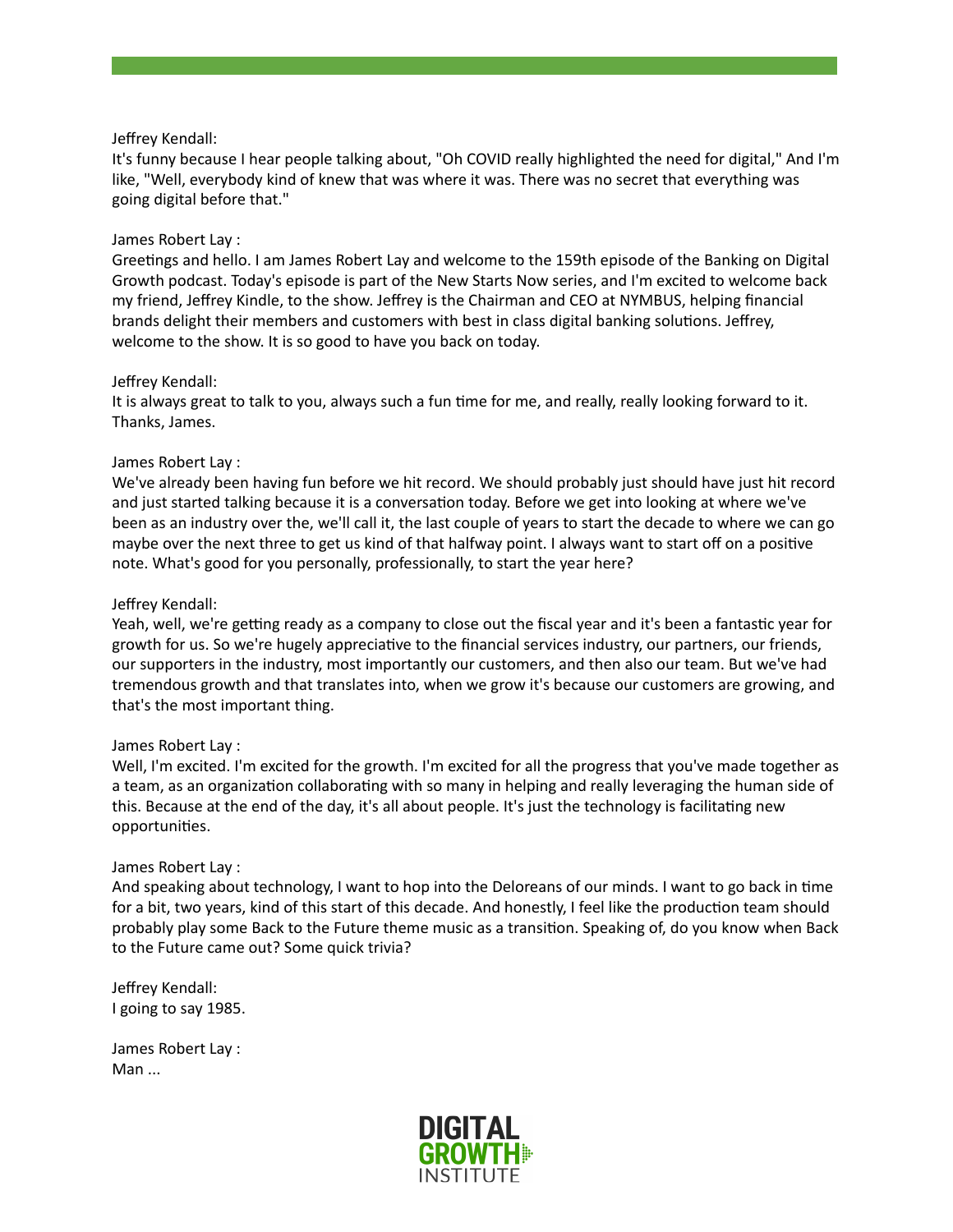Jeffrey Kendall:
It's funny because I hear people talking about, "Oh COVID really highlighted the need for digital," And I'm like, "Well, everybody kind of knew that was where it was. There was no secret that everything was going digital before that."

James Robert Lay :
Greetings and hello. I am James Robert Lay and welcome to the 159th episode of the Banking on Digital Growth podcast. Today's episode is part of the New Starts Now series, and I'm excited to welcome back my friend, Jeffrey Kindle, to the show. Jeffrey is the Chairman and CEO at NYMBUS, helping financial brands delight their members and customers with best in class digital banking solutions. Jeffrey, welcome to the show. It is so good to have you back on today.

Jeffrey Kendall:
It is always great to talk to you, always such a fun time for me, and really, really looking forward to it. Thanks, James.

James Robert Lay :
We've already been having fun before we hit record. We should probably just should have just hit record and just started talking because it is a conversation today. Before we get into looking at where we've been as an industry over the, we'll call it, the last couple of years to start the decade to where we can go maybe over the next three to get us kind of that halfway point. I always want to start off on a positive note. What's good for you personally, professionally, to start the year here?

Jeffrey Kendall:
Yeah, well, we're getting ready as a company to close out the fiscal year and it's been a fantastic year for growth for us. So we're hugely appreciative to the financial services industry, our partners, our friends, our supporters in the industry, most importantly our customers, and then also our team. But we've had tremendous growth and that translates into, when we grow it's because our customers are growing, and that's the most important thing.

James Robert Lay :
Well, I'm excited. I'm excited for the growth. I'm excited for all the progress that you've made together as a team, as an organization collaborating with so many in helping and really leveraging the human side of this. Because at the end of the day, it's all about people. It's just the technology is facilitating new opportunities.

James Robert Lay :
And speaking about technology, I want to hop into the Deloreans of our minds. I want to go back in time for a bit, two years, kind of this start of this decade. And honestly, I feel like the production team should probably play some Back to the Future theme music as a transition. Speaking of, do you know when Back to the Future came out? Some quick trivia?

Jeffrey Kendall:
I going to say 1985.

James Robert Lay :
Man ...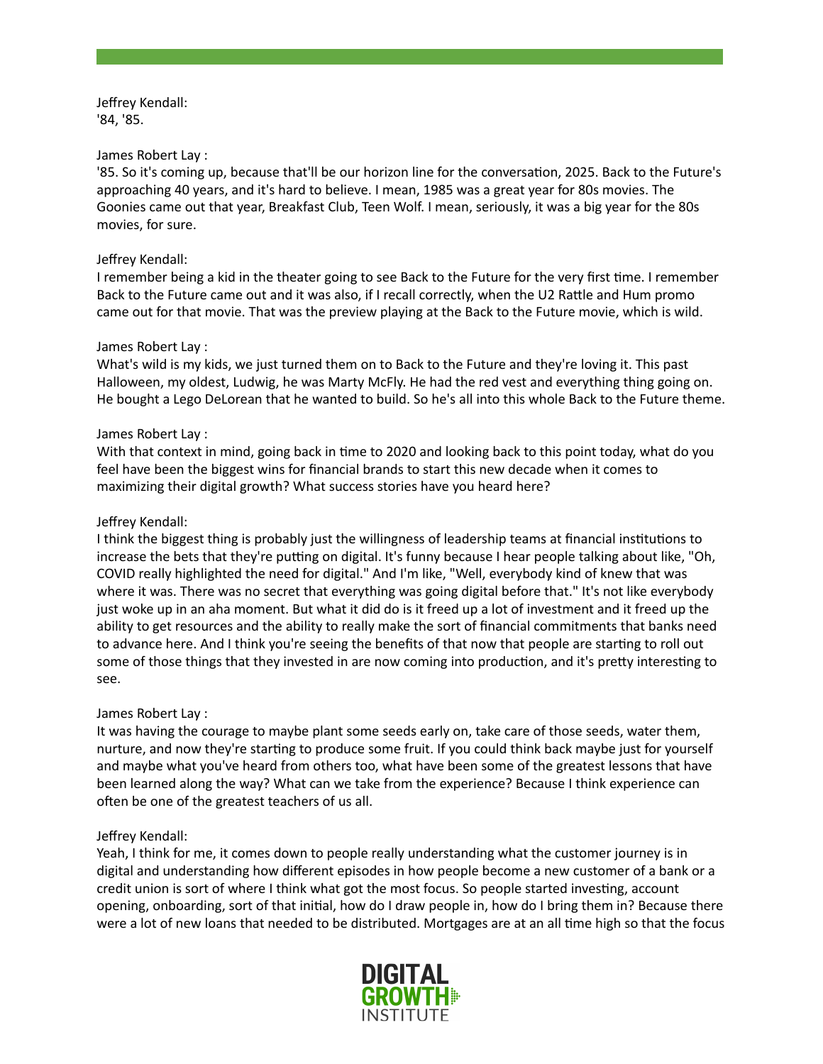Jeffrey Kendall:
'84, '85.

James Robert Lay :
'85. So it's coming up, because that'll be our horizon line for the conversation, 2025. Back to the Future's approaching 40 years, and it's hard to believe. I mean, 1985 was a great year for 80s movies. The Goonies came out that year, Breakfast Club, Teen Wolf. I mean, seriously, it was a big year for the 80s movies, for sure.

Jeffrey Kendall:
I remember being a kid in the theater going to see Back to the Future for the very first time. I remember Back to the Future came out and it was also, if I recall correctly, when the U2 Rattle and Hum promo came out for that movie. That was the preview playing at the Back to the Future movie, which is wild.

James Robert Lay :
What's wild is my kids, we just turned them on to Back to the Future and they're loving it. This past Halloween, my oldest, Ludwig, he was Marty McFly. He had the red vest and everything thing going on. He bought a Lego DeLorean that he wanted to build. So he's all into this whole Back to the Future theme.

James Robert Lay :
With that context in mind, going back in time to 2020 and looking back to this point today, what do you feel have been the biggest wins for financial brands to start this new decade when it comes to maximizing their digital growth? What success stories have you heard here?

Jeffrey Kendall:
I think the biggest thing is probably just the willingness of leadership teams at financial institutions to increase the bets that they're putting on digital. It's funny because I hear people talking about like, "Oh, COVID really highlighted the need for digital." And I'm like, "Well, everybody kind of knew that was where it was. There was no secret that everything was going digital before that." It's not like everybody just woke up in an aha moment. But what it did do is it freed up a lot of investment and it freed up the ability to get resources and the ability to really make the sort of financial commitments that banks need to advance here. And I think you're seeing the benefits of that now that people are starting to roll out some of those things that they invested in are now coming into production, and it's pretty interesting to see.

James Robert Lay :
It was having the courage to maybe plant some seeds early on, take care of those seeds, water them, nurture, and now they're starting to produce some fruit. If you could think back maybe just for yourself and maybe what you've heard from others too, what have been some of the greatest lessons that have been learned along the way? What can we take from the experience? Because I think experience can often be one of the greatest teachers of us all.

Jeffrey Kendall:
Yeah, I think for me, it comes down to people really understanding what the customer journey is in digital and understanding how different episodes in how people become a new customer of a bank or a credit union is sort of where I think what got the most focus. So people started investing, account opening, onboarding, sort of that initial, how do I draw people in, how do I bring them in? Because there were a lot of new loans that needed to be distributed. Mortgages are at an all time high so that the focus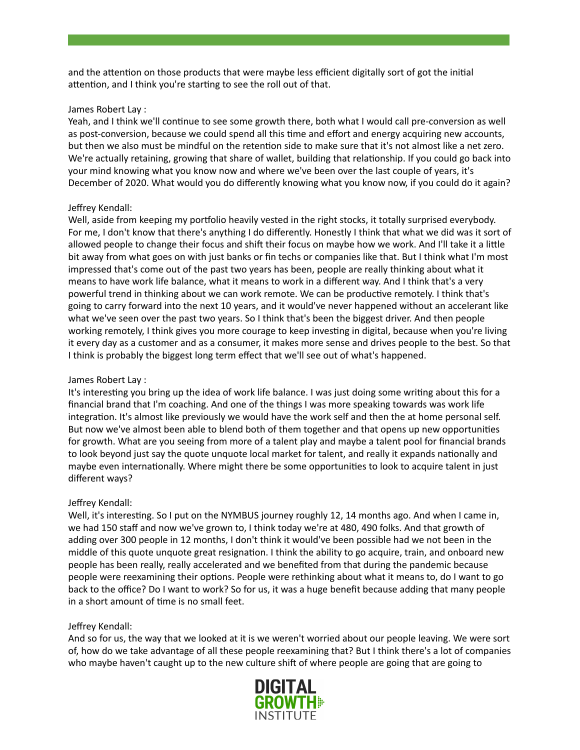and the attention on those products that were maybe less efficient digitally sort of got the initial attention, and I think you're starting to see the roll out of that.

James Robert Lay :
Yeah, and I think we'll continue to see some growth there, both what I would call pre-conversion as well as post-conversion, because we could spend all this time and effort and energy acquiring new accounts, but then we also must be mindful on the retention side to make sure that it's not almost like a net zero. We're actually retaining, growing that share of wallet, building that relationship. If you could go back into your mind knowing what you know now and where we've been over the last couple of years, it's December of 2020. What would you do differently knowing what you know now, if you could do it again?

Jeffrey Kendall:
Well, aside from keeping my portfolio heavily vested in the right stocks, it totally surprised everybody. For me, I don't know that there's anything I do differently. Honestly I think that what we did was it sort of allowed people to change their focus and shift their focus on maybe how we work. And I'll take it a little bit away from what goes on with just banks or fin techs or companies like that. But I think what I'm most impressed that's come out of the past two years has been, people are really thinking about what it means to have work life balance, what it means to work in a different way. And I think that's a very powerful trend in thinking about we can work remote. We can be productive remotely. I think that's going to carry forward into the next 10 years, and it would've never happened without an accelerant like what we've seen over the past two years. So I think that's been the biggest driver. And then people working remotely, I think gives you more courage to keep investing in digital, because when you're living it every day as a customer and as a consumer, it makes more sense and drives people to the best. So that I think is probably the biggest long term effect that we'll see out of what's happened.

James Robert Lay :
It's interesting you bring up the idea of work life balance. I was just doing some writing about this for a financial brand that I'm coaching. And one of the things I was more speaking towards was work life integration. It's almost like previously we would have the work self and then the at home personal self. But now we've almost been able to blend both of them together and that opens up new opportunities for growth. What are you seeing from more of a talent play and maybe a talent pool for financial brands to look beyond just say the quote unquote local market for talent, and really it expands nationally and maybe even internationally. Where might there be some opportunities to look to acquire talent in just different ways?

Jeffrey Kendall:
Well, it's interesting. So I put on the NYMBUS journey roughly 12, 14 months ago. And when I came in, we had 150 staff and now we've grown to, I think today we're at 480, 490 folks. And that growth of adding over 300 people in 12 months, I don't think it would've been possible had we not been in the middle of this quote unquote great resignation. I think the ability to go acquire, train, and onboard new people has been really, really accelerated and we benefited from that during the pandemic because people were reexamining their options. People were rethinking about what it means to, do I want to go back to the office? Do I want to work? So for us, it was a huge benefit because adding that many people in a short amount of time is no small feet.

Jeffrey Kendall:
And so for us, the way that we looked at it is we weren't worried about our people leaving. We were sort of, how do we take advantage of all these people reexamining that? But I think there's a lot of companies who maybe haven't caught up to the new culture shift of where people are going that are going to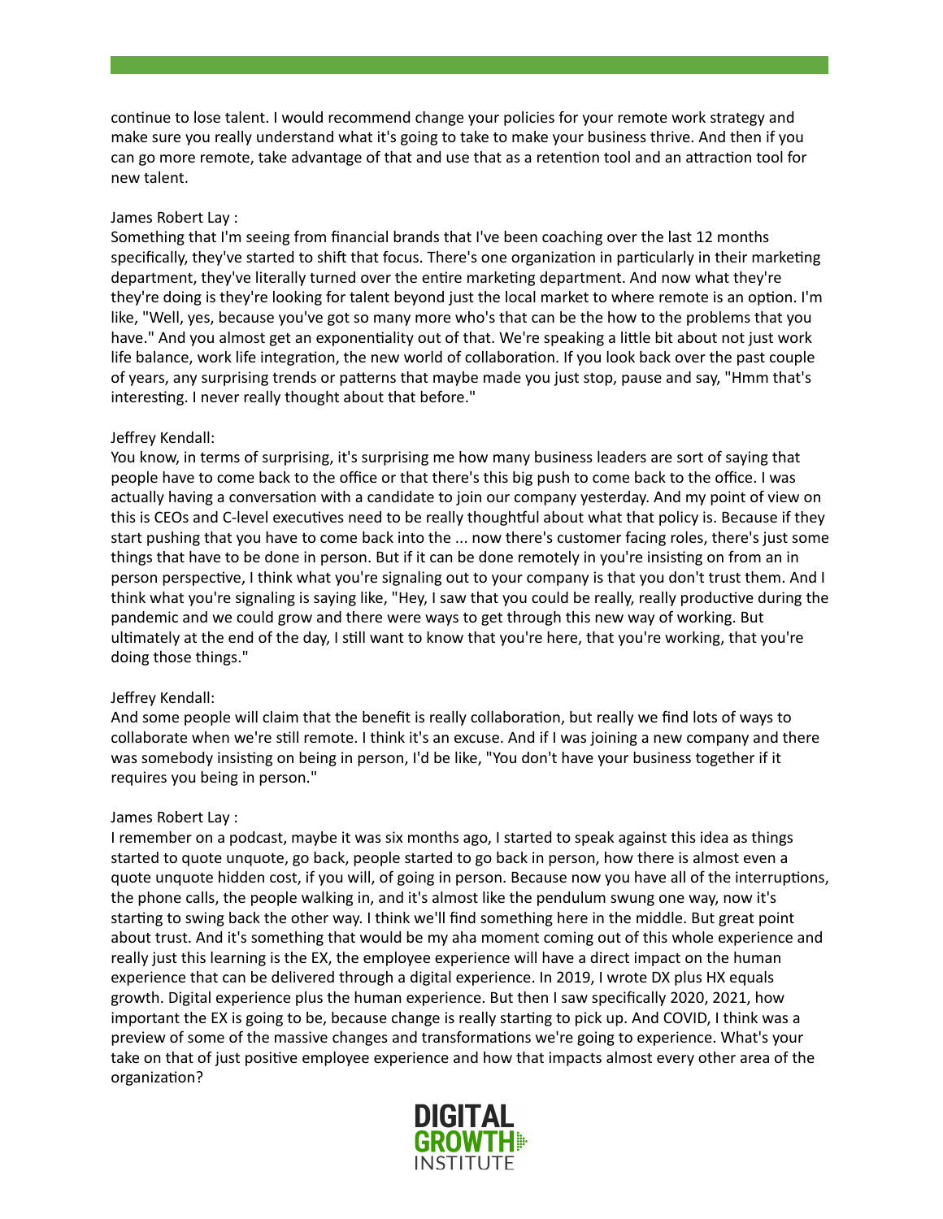continue to lose talent. I would recommend change your policies for your remote work strategy and make sure you really understand what it's going to take to make your business thrive. And then if you can go more remote, take advantage of that and use that as a retention tool and an attraction tool for new talent.

James Robert Lay :
Something that I'm seeing from financial brands that I've been coaching over the last 12 months specifically, they've started to shift that focus. There's one organization in particularly in their marketing department, they've literally turned over the entire marketing department. And now what they're they're doing is they're looking for talent beyond just the local market to where remote is an option. I'm like, "Well, yes, because you've got so many more who's that can be the how to the problems that you have." And you almost get an exponentiality out of that. We're speaking a little bit about not just work life balance, work life integration, the new world of collaboration. If you look back over the past couple of years, any surprising trends or patterns that maybe made you just stop, pause and say, "Hmm that's interesting. I never really thought about that before."

Jeffrey Kendall:
You know, in terms of surprising, it's surprising me how many business leaders are sort of saying that people have to come back to the office or that there's this big push to come back to the office. I was actually having a conversation with a candidate to join our company yesterday. And my point of view on this is CEOs and C-level executives need to be really thoughtful about what that policy is. Because if they start pushing that you have to come back into the ... now there's customer facing roles, there's just some things that have to be done in person. But if it can be done remotely in you're insisting on from an in person perspective, I think what you're signaling out to your company is that you don't trust them. And I think what you're signaling is saying like, "Hey, I saw that you could be really, really productive during the pandemic and we could grow and there were ways to get through this new way of working. But ultimately at the end of the day, I still want to know that you're here, that you're working, that you're doing those things."

Jeffrey Kendall:
And some people will claim that the benefit is really collaboration, but really we find lots of ways to collaborate when we're still remote. I think it's an excuse. And if I was joining a new company and there was somebody insisting on being in person, I'd be like, "You don't have your business together if it requires you being in person."

James Robert Lay :
I remember on a podcast, maybe it was six months ago, I started to speak against this idea as things started to quote unquote, go back, people started to go back in person, how there is almost even a quote unquote hidden cost, if you will, of going in person. Because now you have all of the interruptions, the phone calls, the people walking in, and it's almost like the pendulum swung one way, now it's starting to swing back the other way. I think we'll find something here in the middle. But great point about trust. And it's something that would be my aha moment coming out of this whole experience and really just this learning is the EX, the employee experience will have a direct impact on the human experience that can be delivered through a digital experience. In 2019, I wrote DX plus HX equals growth. Digital experience plus the human experience. But then I saw specifically 2020, 2021, how important the EX is going to be, because change is really starting to pick up. And COVID, I think was a preview of some of the massive changes and transformations we're going to experience. What's your take on that of just positive employee experience and how that impacts almost every other area of the organization?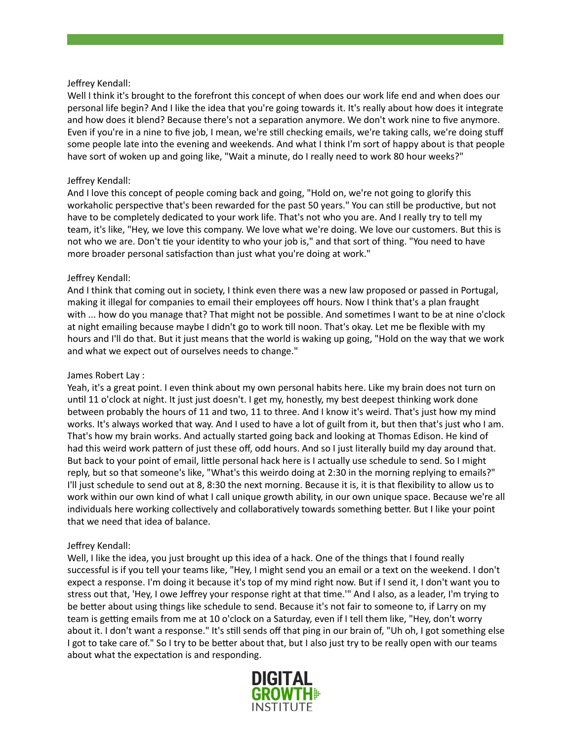Jeffrey Kendall:
Well I think it's brought to the forefront this concept of when does our work life end and when does our personal life begin? And I like the idea that you're going towards it. It's really about how does it integrate and how does it blend? Because there's not a separation anymore. We don't work nine to five anymore. Even if you're in a nine to five job, I mean, we're still checking emails, we're taking calls, we're doing stuff some people late into the evening and weekends. And what I think I'm sort of happy about is that people have sort of woken up and going like, "Wait a minute, do I really need to work 80 hour weeks?"

Jeffrey Kendall:
And I love this concept of people coming back and going, "Hold on, we're not going to glorify this workaholic perspective that's been rewarded for the past 50 years." You can still be productive, but not have to be completely dedicated to your work life. That's not who you are. And I really try to tell my team, it's like, "Hey, we love this company. We love what we're doing. We love our customers. But this is not who we are. Don't tie your identity to who your job is," and that sort of thing. "You need to have more broader personal satisfaction than just what you're doing at work."

Jeffrey Kendall:
And I think that coming out in society, I think even there was a new law proposed or passed in Portugal, making it illegal for companies to email their employees off hours. Now I think that's a plan fraught with ... how do you manage that? That might not be possible. And sometimes I want to be at nine o'clock at night emailing because maybe I didn't go to work till noon. That's okay. Let me be flexible with my hours and I'll do that. But it just means that the world is waking up going, "Hold on the way that we work and what we expect out of ourselves needs to change."

James Robert Lay :
Yeah, it's a great point. I even think about my own personal habits here. Like my brain does not turn on until 11 o'clock at night. It just just doesn't. I get my, honestly, my best deepest thinking work done between probably the hours of 11 and two, 11 to three. And I know it's weird. That's just how my mind works. It's always worked that way. And I used to have a lot of guilt from it, but then that's just who I am. That's how my brain works. And actually started going back and looking at Thomas Edison. He kind of had this weird work pattern of just these off, odd hours. And so I just literally build my day around that. But back to your point of email, little personal hack here is I actually use schedule to send. So I might reply, but so that someone's like, "What's this weirdo doing at 2:30 in the morning replying to emails?" I'll just schedule to send out at 8, 8:30 the next morning. Because it is, it is that flexibility to allow us to work within our own kind of what I call unique growth ability, in our own unique space. Because we're all individuals here working collectively and collaboratively towards something better. But I like your point that we need that idea of balance.

Jeffrey Kendall:
Well, I like the idea, you just brought up this idea of a hack. One of the things that I found really successful is if you tell your teams like, "Hey, I might send you an email or a text on the weekend. I don't expect a response. I'm doing it because it's top of my mind right now. But if I send it, I don't want you to stress out that, 'Hey, I owe Jeffrey your response right at that time.'" And I also, as a leader, I'm trying to be better about using things like schedule to send. Because it's not fair to someone to, if Larry on my team is getting emails from me at 10 o'clock on a Saturday, even if I tell them like, "Hey, don't worry about it. I don't want a response." It's still sends off that ping in our brain of, "Uh oh, I got something else I got to take care of." So I try to be better about that, but I also just try to be really open with our teams about what the expectation is and responding.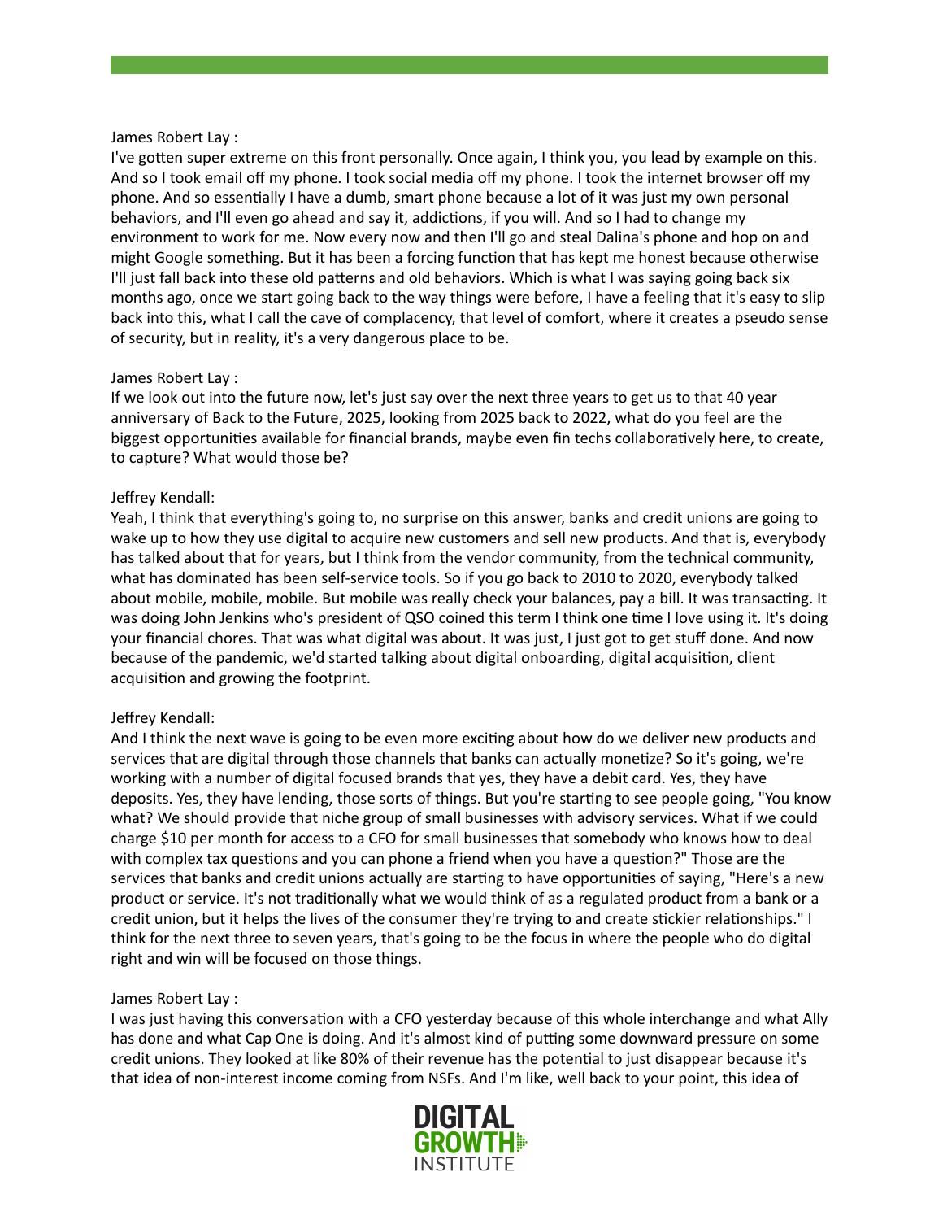James Robert Lay :
I've gotten super extreme on this front personally. Once again, I think you, you lead by example on this. And so I took email off my phone. I took social media off my phone. I took the internet browser off my phone. And so essentially I have a dumb, smart phone because a lot of it was just my own personal behaviors, and I'll even go ahead and say it, addictions, if you will. And so I had to change my environment to work for me. Now every now and then I'll go and steal Dalina's phone and hop on and might Google something. But it has been a forcing function that has kept me honest because otherwise I'll just fall back into these old patterns and old behaviors. Which is what I was saying going back six months ago, once we start going back to the way things were before, I have a feeling that it's easy to slip back into this, what I call the cave of complacency, that level of comfort, where it creates a pseudo sense of security, but in reality, it's a very dangerous place to be.

James Robert Lay :
If we look out into the future now, let's just say over the next three years to get us to that 40 year anniversary of Back to the Future, 2025, looking from 2025 back to 2022, what do you feel are the biggest opportunities available for financial brands, maybe even fin techs collaboratively here, to create, to capture? What would those be?

Jeffrey Kendall:
Yeah, I think that everything's going to, no surprise on this answer, banks and credit unions are going to wake up to how they use digital to acquire new customers and sell new products. And that is, everybody has talked about that for years, but I think from the vendor community, from the technical community, what has dominated has been self-service tools. So if you go back to 2010 to 2020, everybody talked about mobile, mobile, mobile. But mobile was really check your balances, pay a bill. It was transacting. It was doing John Jenkins who's president of QSO coined this term I think one time I love using it. It's doing your financial chores. That was what digital was about. It was just, I just got to get stuff done. And now because of the pandemic, we'd started talking about digital onboarding, digital acquisition, client acquisition and growing the footprint.

Jeffrey Kendall:
And I think the next wave is going to be even more exciting about how do we deliver new products and services that are digital through those channels that banks can actually monetize? So it's going, we're working with a number of digital focused brands that yes, they have a debit card. Yes, they have deposits. Yes, they have lending, those sorts of things. But you're starting to see people going, "You know what? We should provide that niche group of small businesses with advisory services. What if we could charge $10 per month for access to a CFO for small businesses that somebody who knows how to deal with complex tax questions and you can phone a friend when you have a question?" Those are the services that banks and credit unions actually are starting to have opportunities of saying, "Here's a new product or service. It's not traditionally what we would think of as a regulated product from a bank or a credit union, but it helps the lives of the consumer they're trying to and create stickier relationships." I think for the next three to seven years, that's going to be the focus in where the people who do digital right and win will be focused on those things.

James Robert Lay :
I was just having this conversation with a CFO yesterday because of this whole interchange and what Ally has done and what Cap One is doing. And it's almost kind of putting some downward pressure on some credit unions. They looked at like 80% of their revenue has the potential to just disappear because it's that idea of non-interest income coming from NSFs. And I'm like, well back to your point, this idea of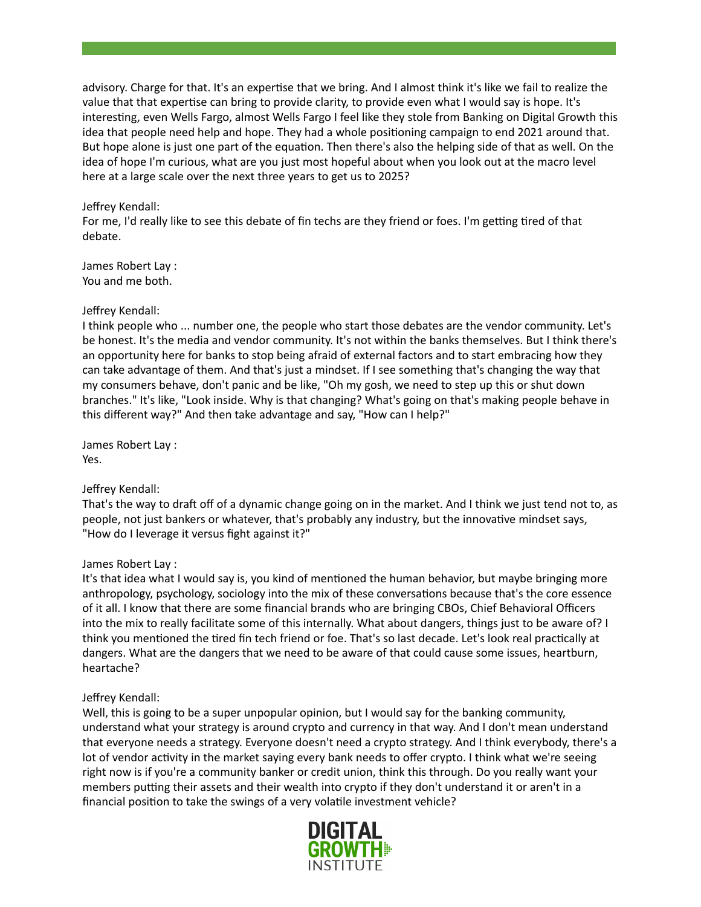advisory. Charge for that. It's an expertise that we bring. And I almost think it's like we fail to realize the value that that expertise can bring to provide clarity, to provide even what I would say is hope. It's interesting, even Wells Fargo, almost Wells Fargo I feel like they stole from Banking on Digital Growth this idea that people need help and hope. They had a whole positioning campaign to end 2021 around that. But hope alone is just one part of the equation. Then there's also the helping side of that as well. On the idea of hope I'm curious, what are you just most hopeful about when you look out at the macro level here at a large scale over the next three years to get us to 2025?

Jeffrey Kendall:
For me, I'd really like to see this debate of fin techs are they friend or foes. I'm getting tired of that debate.

James Robert Lay :
You and me both.

Jeffrey Kendall:
I think people who ... number one, the people who start those debates are the vendor community. Let's be honest. It's the media and vendor community. It's not within the banks themselves. But I think there's an opportunity here for banks to stop being afraid of external factors and to start embracing how they can take advantage of them. And that's just a mindset. If I see something that's changing the way that my consumers behave, don't panic and be like, "Oh my gosh, we need to step up this or shut down branches." It's like, "Look inside. Why is that changing? What's going on that's making people behave in this different way?" And then take advantage and say, "How can I help?"

James Robert Lay :
Yes.

Jeffrey Kendall:
That's the way to draft off of a dynamic change going on in the market. And I think we just tend not to, as people, not just bankers or whatever, that's probably any industry, but the innovative mindset says, "How do I leverage it versus fight against it?"

James Robert Lay :
It's that idea what I would say is, you kind of mentioned the human behavior, but maybe bringing more anthropology, psychology, sociology into the mix of these conversations because that's the core essence of it all. I know that there are some financial brands who are bringing CBOs, Chief Behavioral Officers into the mix to really facilitate some of this internally. What about dangers, things just to be aware of? I think you mentioned the tired fin tech friend or foe. That's so last decade. Let's look real practically at dangers. What are the dangers that we need to be aware of that could cause some issues, heartburn, heartache?

Jeffrey Kendall:
Well, this is going to be a super unpopular opinion, but I would say for the banking community, understand what your strategy is around crypto and currency in that way. And I don't mean understand that everyone needs a strategy. Everyone doesn't need a crypto strategy. And I think everybody, there's a lot of vendor activity in the market saying every bank needs to offer crypto. I think what we're seeing right now is if you're a community banker or credit union, think this through. Do you really want your members putting their assets and their wealth into crypto if they don't understand it or aren't in a financial position to take the swings of a very volatile investment vehicle?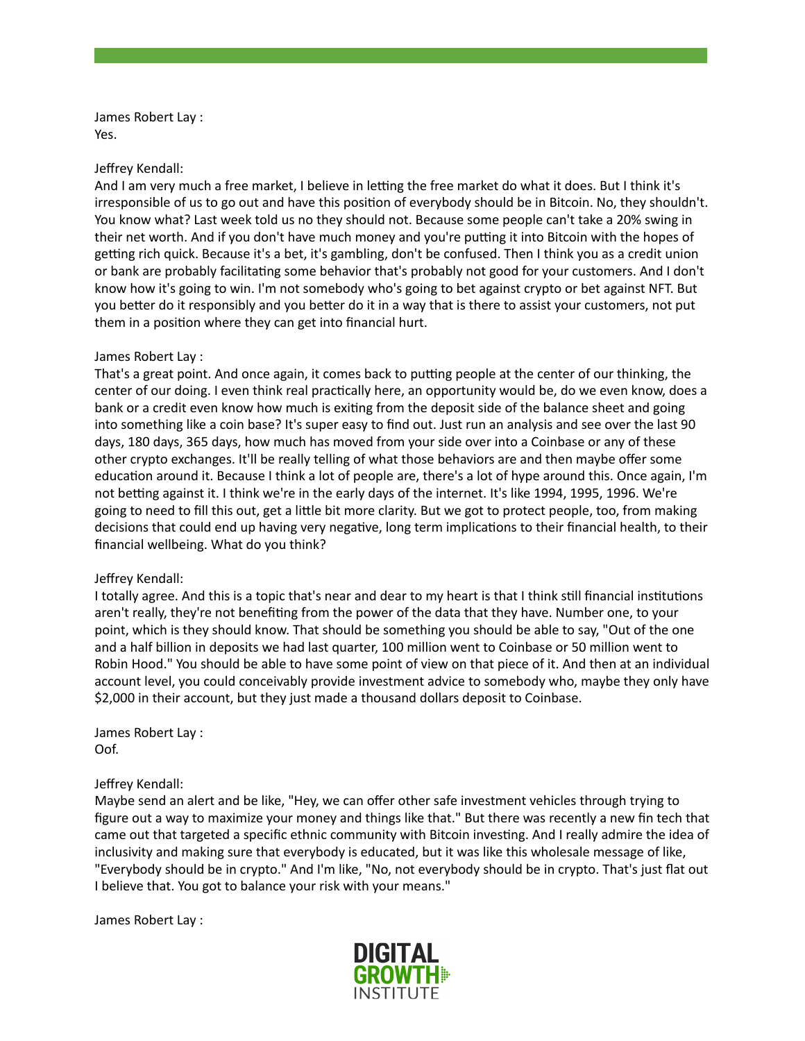James Robert Lay :
Yes.

Jeffrey Kendall:
And I am very much a free market, I believe in letting the free market do what it does. But I think it's irresponsible of us to go out and have this position of everybody should be in Bitcoin. No, they shouldn't. You know what? Last week told us no they should not. Because some people can't take a 20% swing in their net worth. And if you don't have much money and you're putting it into Bitcoin with the hopes of getting rich quick. Because it's a bet, it's gambling, don't be confused. Then I think you as a credit union or bank are probably facilitating some behavior that's probably not good for your customers. And I don't know how it's going to win. I'm not somebody who's going to bet against crypto or bet against NFT. But you better do it responsibly and you better do it in a way that is there to assist your customers, not put them in a position where they can get into financial hurt.

James Robert Lay :
That's a great point. And once again, it comes back to putting people at the center of our thinking, the center of our doing. I even think real practically here, an opportunity would be, do we even know, does a bank or a credit even know how much is exiting from the deposit side of the balance sheet and going into something like a coin base? It's super easy to find out. Just run an analysis and see over the last 90 days, 180 days, 365 days, how much has moved from your side over into a Coinbase or any of these other crypto exchanges. It'll be really telling of what those behaviors are and then maybe offer some education around it. Because I think a lot of people are, there's a lot of hype around this. Once again, I'm not betting against it. I think we're in the early days of the internet. It's like 1994, 1995, 1996. We're going to need to fill this out, get a little bit more clarity. But we got to protect people, too, from making decisions that could end up having very negative, long term implications to their financial health, to their financial wellbeing. What do you think?

Jeffrey Kendall:
I totally agree. And this is a topic that's near and dear to my heart is that I think still financial institutions aren't really, they're not benefiting from the power of the data that they have. Number one, to your point, which is they should know. That should be something you should be able to say, "Out of the one and a half billion in deposits we had last quarter, 100 million went to Coinbase or 50 million went to Robin Hood." You should be able to have some point of view on that piece of it. And then at an individual account level, you could conceivably provide investment advice to somebody who, maybe they only have $2,000 in their account, but they just made a thousand dollars deposit to Coinbase.

James Robert Lay :
Oof.

Jeffrey Kendall:
Maybe send an alert and be like, "Hey, we can offer other safe investment vehicles through trying to figure out a way to maximize your money and things like that." But there was recently a new fin tech that came out that targeted a specific ethnic community with Bitcoin investing. And I really admire the idea of inclusivity and making sure that everybody is educated, but it was like this wholesale message of like, "Everybody should be in crypto." And I'm like, "No, not everybody should be in crypto. That's just flat out I believe that. You got to balance your risk with your means."

James Robert Lay :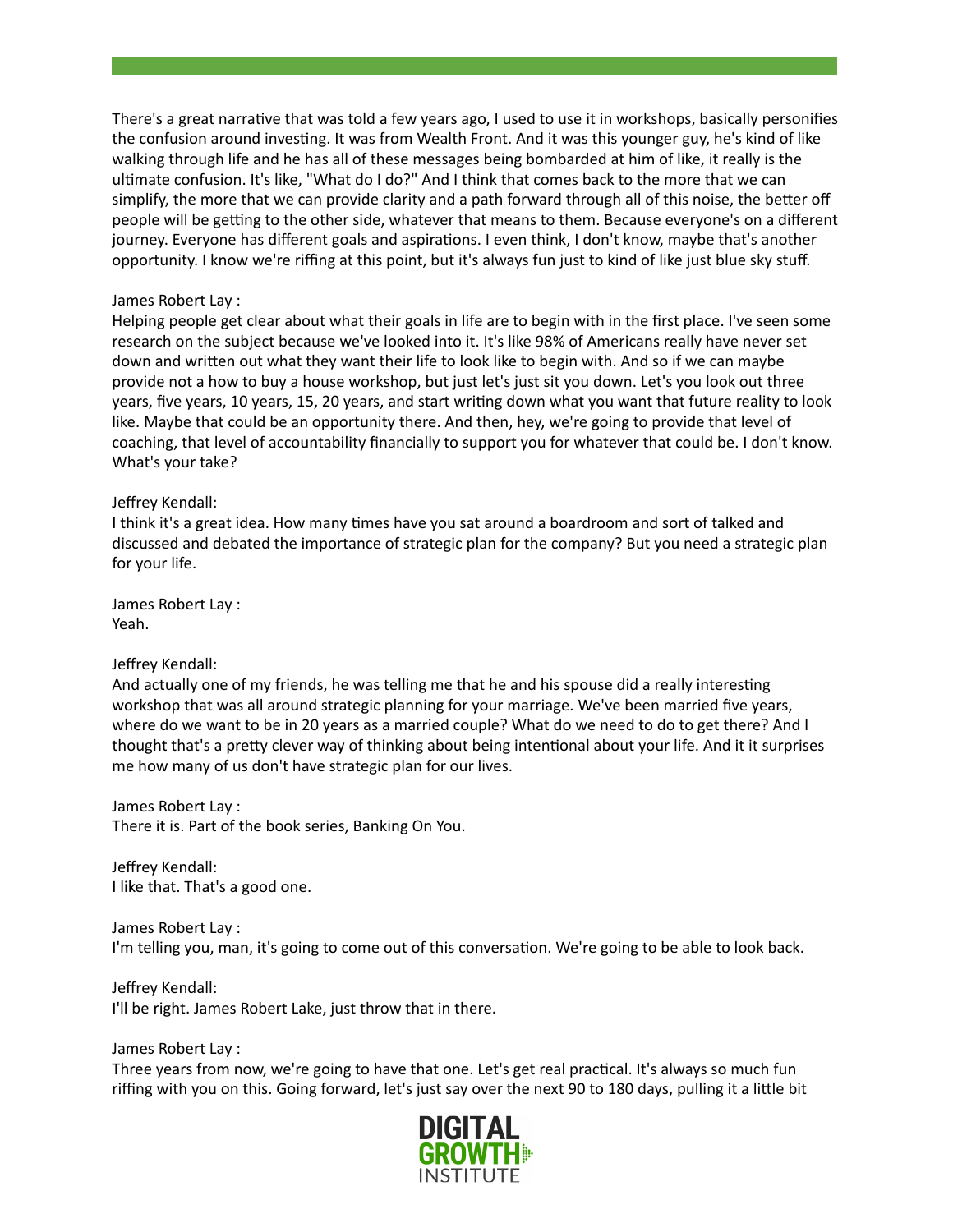There's a great narrative that was told a few years ago, I used to use it in workshops, basically personifies the confusion around investing. It was from Wealth Front. And it was this younger guy, he's kind of like walking through life and he has all of these messages being bombarded at him of like, it really is the ultimate confusion. It's like, "What do I do?" And I think that comes back to the more that we can simplify, the more that we can provide clarity and a path forward through all of this noise, the better off people will be getting to the other side, whatever that means to them. Because everyone's on a different journey. Everyone has different goals and aspirations. I even think, I don't know, maybe that's another opportunity. I know we're riffing at this point, but it's always fun just to kind of like just blue sky stuff.

James Robert Lay :
Helping people get clear about what their goals in life are to begin with in the first place. I've seen some research on the subject because we've looked into it. It's like 98% of Americans really have never set down and written out what they want their life to look like to begin with. And so if we can maybe provide not a how to buy a house workshop, but just let's just sit you down. Let's you look out three years, five years, 10 years, 15, 20 years, and start writing down what you want that future reality to look like. Maybe that could be an opportunity there. And then, hey, we're going to provide that level of coaching, that level of accountability financially to support you for whatever that could be. I don't know. What's your take?

Jeffrey Kendall:
I think it's a great idea. How many times have you sat around a boardroom and sort of talked and discussed and debated the importance of strategic plan for the company? But you need a strategic plan for your life.

James Robert Lay :
Yeah.

Jeffrey Kendall:
And actually one of my friends, he was telling me that he and his spouse did a really interesting workshop that was all around strategic planning for your marriage. We've been married five years, where do we want to be in 20 years as a married couple? What do we need to do to get there? And I thought that's a pretty clever way of thinking about being intentional about your life. And it it surprises me how many of us don't have strategic plan for our lives.

James Robert Lay :
There it is. Part of the book series, Banking On You.

Jeffrey Kendall:
I like that. That's a good one.

James Robert Lay :
I'm telling you, man, it's going to come out of this conversation. We're going to be able to look back.

Jeffrey Kendall:
I'll be right. James Robert Lake, just throw that in there.

James Robert Lay :
Three years from now, we're going to have that one. Let's get real practical. It's always so much fun riffing with you on this. Going forward, let's just say over the next 90 to 180 days, pulling it a little bit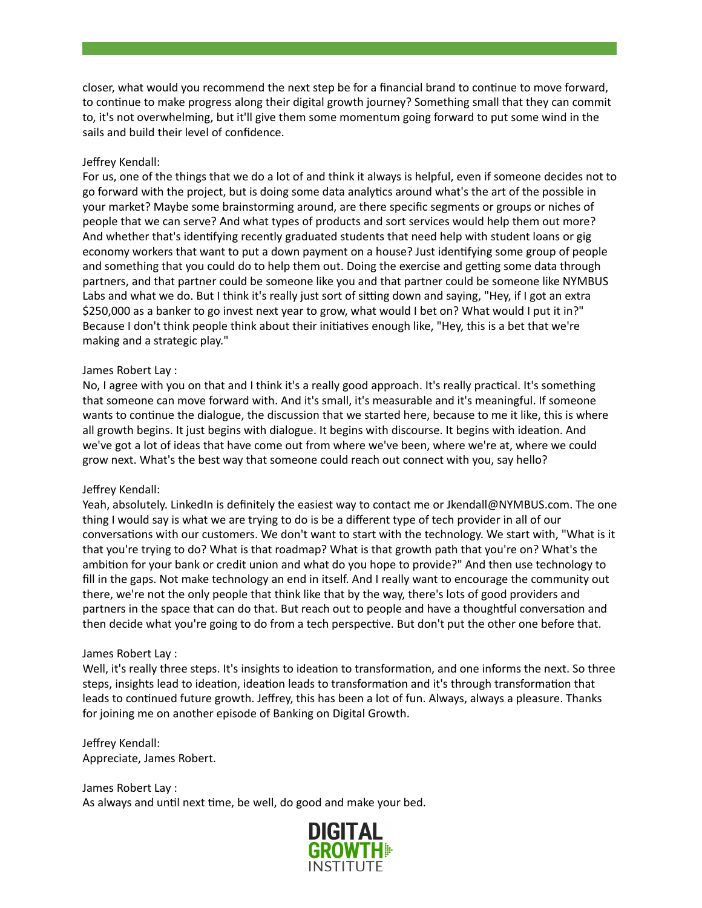closer, what would you recommend the next step be for a financial brand to continue to move forward, to continue to make progress along their digital growth journey? Something small that they can commit to, it's not overwhelming, but it'll give them some momentum going forward to put some wind in the sails and build their level of confidence.

Jeffrey Kendall:
For us, one of the things that we do a lot of and think it always is helpful, even if someone decides not to go forward with the project, but is doing some data analytics around what's the art of the possible in your market? Maybe some brainstorming around, are there specific segments or groups or niches of people that we can serve? And what types of products and sort services would help them out more? And whether that's identifying recently graduated students that need help with student loans or gig economy workers that want to put a down payment on a house? Just identifying some group of people and something that you could do to help them out. Doing the exercise and getting some data through partners, and that partner could be someone like you and that partner could be someone like NYMBUS Labs and what we do. But I think it's really just sort of sitting down and saying, "Hey, if I got an extra $250,000 as a banker to go invest next year to grow, what would I bet on? What would I put it in?" Because I don't think people think about their initiatives enough like, "Hey, this is a bet that we're making and a strategic play."

James Robert Lay :
No, I agree with you on that and I think it's a really good approach. It's really practical. It's something that someone can move forward with. And it's small, it's measurable and it's meaningful. If someone wants to continue the dialogue, the discussion that we started here, because to me it like, this is where all growth begins. It just begins with dialogue. It begins with discourse. It begins with ideation. And we've got a lot of ideas that have come out from where we've been, where we're at, where we could grow next. What's the best way that someone could reach out connect with you, say hello?

Jeffrey Kendall:
Yeah, absolutely. LinkedIn is definitely the easiest way to contact me or Jkendall@NYMBUS.com. The one thing I would say is what we are trying to do is be a different type of tech provider in all of our conversations with our customers. We don't want to start with the technology. We start with, "What is it that you're trying to do? What is that roadmap? What is that growth path that you're on? What's the ambition for your bank or credit union and what do you hope to provide?" And then use technology to fill in the gaps. Not make technology an end in itself. And I really want to encourage the community out there, we're not the only people that think like that by the way, there's lots of good providers and partners in the space that can do that. But reach out to people and have a thoughtful conversation and then decide what you're going to do from a tech perspective. But don't put the other one before that.

James Robert Lay :
Well, it's really three steps. It's insights to ideation to transformation, and one informs the next. So three steps, insights lead to ideation, ideation leads to transformation and it's through transformation that leads to continued future growth. Jeffrey, this has been a lot of fun. Always, always a pleasure. Thanks for joining me on another episode of Banking on Digital Growth.

Jeffrey Kendall:
Appreciate, James Robert.

James Robert Lay :
As always and until next time, be well, do good and make your bed.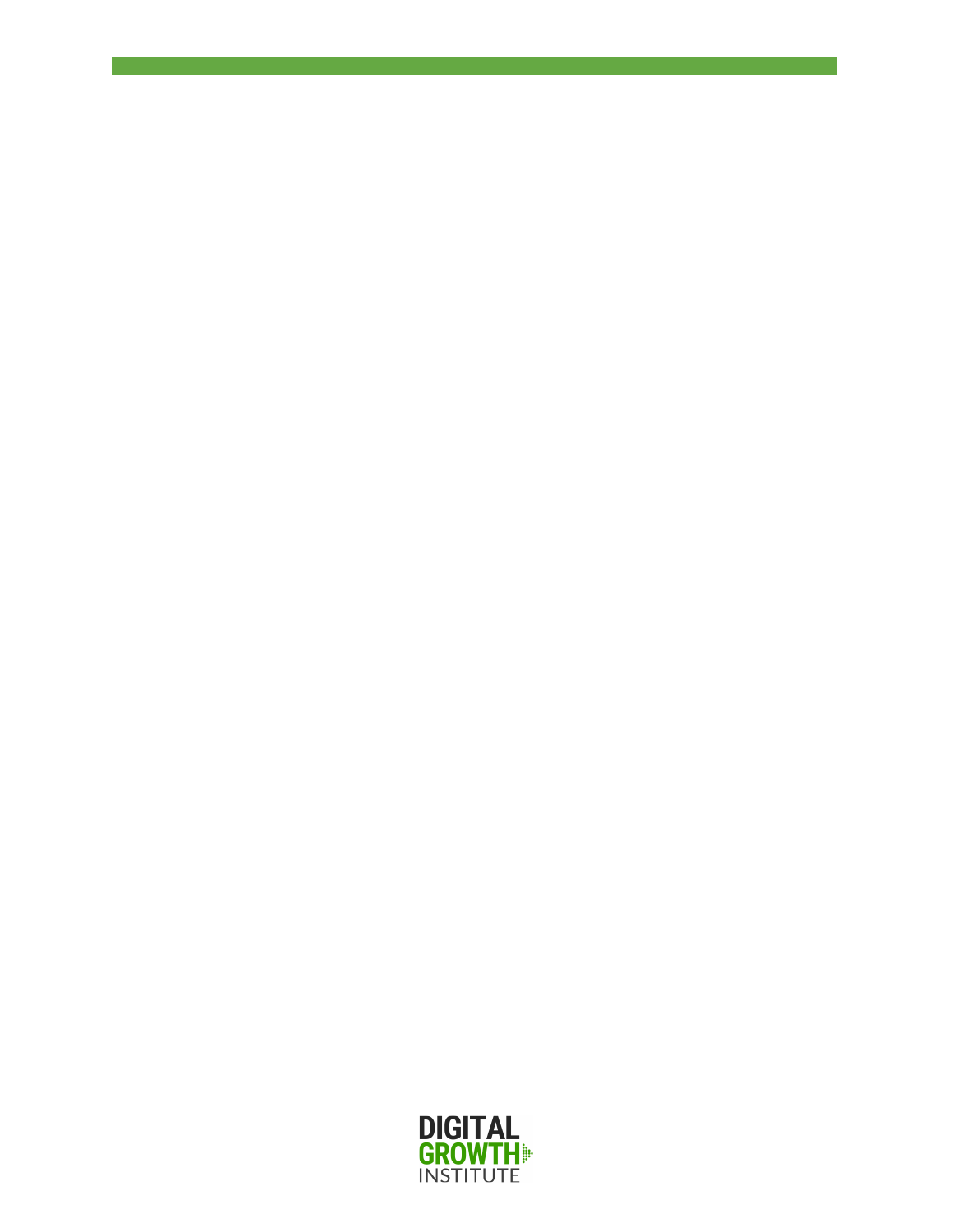DIGITAL
GROWTH
INSTITUTE